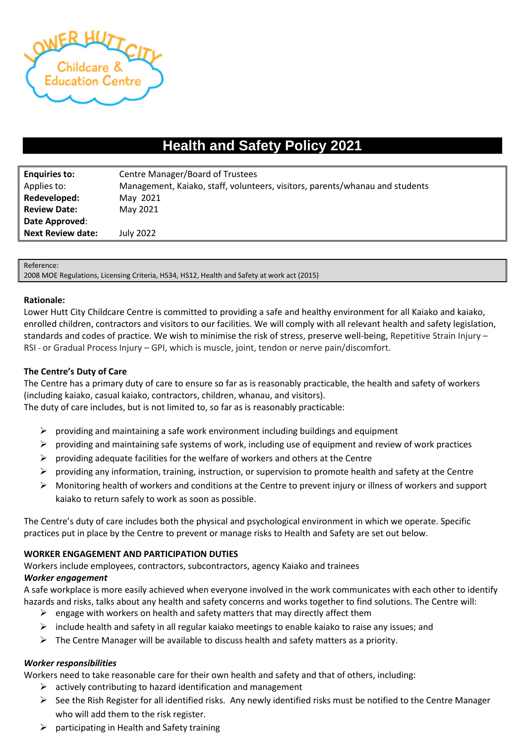# Health and Safety Policy 2021

| | |
|---|---|
| **Enquiries to:** | Centre Manager/Board of Trustees |
| Applies to: | Management, Kaiako, staff, volunteers, visitors, parents/whanau and students |
| **Redeveloped:** | May 2021 |
| **Review Date:** | May 2021 |
| **Date Approved**: | |
| **Next Review date:** | July 2022 |

Reference:
2008 MOE Regulations, Licensing Criteria, HS34, HS12, Health and Safety at work act (2015)

**Rationale:**

Lower Hutt City Childcare Centre is committed to providing a safe and healthy environment for all Kaiako and kaiako, enrolled children, contractors and visitors to our facilities. We will comply with all relevant health and safety legislation, standards and codes of practice. We wish to minimise the risk of stress, preserve well-being, Repetitive Strain Injury – RSI - or Gradual Process Injury – GPI, which is muscle, joint, tendon or nerve pain/discomfort.

**The Centre's Duty of Care**

The Centre has a primary duty of care to ensure so far as is reasonably practicable, the health and safety of workers (including kaiako, casual kaiako, contractors, children, whanau, and visitors).
The duty of care includes, but is not limited to, so far as is reasonably practicable:

- providing and maintaining a safe work environment including buildings and equipment
- providing and maintaining safe systems of work, including use of equipment and review of work practices
- providing adequate facilities for the welfare of workers and others at the Centre
- providing any information, training, instruction, or supervision to promote health and safety at the Centre
- Monitoring health of workers and conditions at the Centre to prevent injury or illness of workers and support kaiako to return safely to work as soon as possible.

The Centre's duty of care includes both the physical and psychological environment in which we operate. Specific practices put in place by the Centre to prevent or manage risks to Health and Safety are set out below.

**WORKER ENGAGEMENT AND PARTICIPATION DUTIES**

Workers include employees, contractors, subcontractors, agency Kaiako and trainees

***Worker engagement***

A safe workplace is more easily achieved when everyone involved in the work communicates with each other to identify hazards and risks, talks about any health and safety concerns and works together to find solutions. The Centre will:

- engage with workers on health and safety matters that may directly affect them
- include health and safety in all regular kaiako meetings to enable kaiako to raise any issues; and
- The Centre Manager will be available to discuss health and safety matters as a priority.

***Worker responsibilities***

Workers need to take reasonable care for their own health and safety and that of others, including:

- actively contributing to hazard identification and management
- See the Rish Register for all identified risks. Any newly identified risks must be notified to the Centre Manager who will add them to the risk register.
- participating in Health and Safety training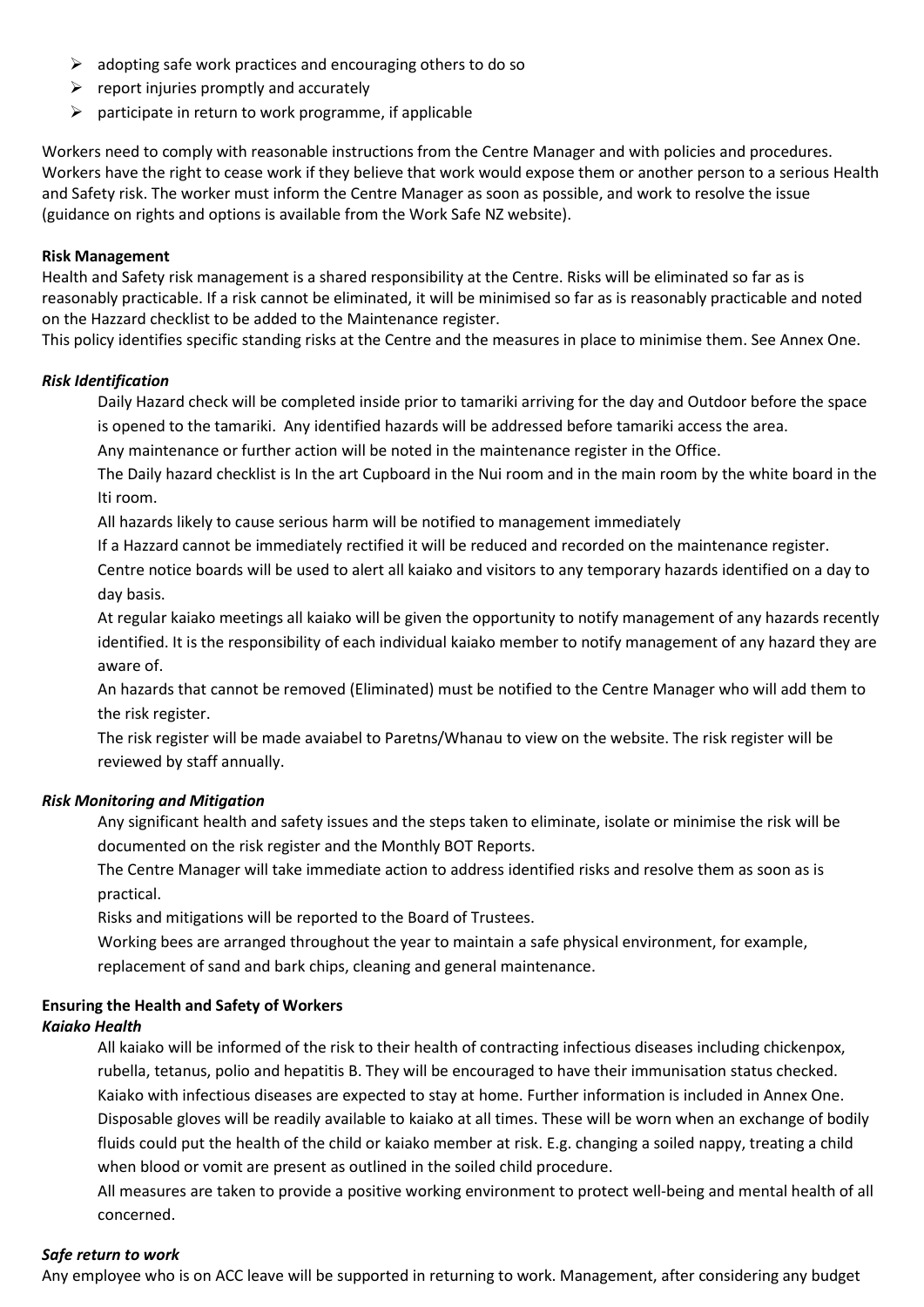- adopting safe work practices and encouraging others to do so
- report injuries promptly and accurately
- participate in return to work programme, if applicable

Workers need to comply with reasonable instructions from the Centre Manager and with policies and procedures. Workers have the right to cease work if they believe that work would expose them or another person to a serious Health and Safety risk. The worker must inform the Centre Manager as soon as possible, and work to resolve the issue (guidance on rights and options is available from the Work Safe NZ website).

**Risk Management**

Health and Safety risk management is a shared responsibility at the Centre. Risks will be eliminated so far as is reasonably practicable. If a risk cannot be eliminated, it will be minimised so far as is reasonably practicable and noted on the Hazzard checklist to be added to the Maintenance register.

This policy identifies specific standing risks at the Centre and the measures in place to minimise them. See Annex One.

***Risk Identification***

Daily Hazard check will be completed inside prior to tamariki arriving for the day and Outdoor before the space is opened to the tamariki. Any identified hazards will be addressed before tamariki access the area.

Any maintenance or further action will be noted in the maintenance register in the Office.

The Daily hazard checklist is In the art Cupboard in the Nui room and in the main room by the white board in the Iti room.

All hazards likely to cause serious harm will be notified to management immediately

If a Hazzard cannot be immediately rectified it will be reduced and recorded on the maintenance register.

Centre notice boards will be used to alert all kaiako and visitors to any temporary hazards identified on a day to day basis.

At regular kaiako meetings all kaiako will be given the opportunity to notify management of any hazards recently identified. It is the responsibility of each individual kaiako member to notify management of any hazard they are aware of.

An hazards that cannot be removed (Eliminated) must be notified to the Centre Manager who will add them to the risk register.

The risk register will be made avaiabel to Paretns/Whanau to view on the website. The risk register will be reviewed by staff annually.

***Risk Monitoring and Mitigation***

Any significant health and safety issues and the steps taken to eliminate, isolate or minimise the risk will be documented on the risk register and the Monthly BOT Reports.

The Centre Manager will take immediate action to address identified risks and resolve them as soon as is practical.

Risks and mitigations will be reported to the Board of Trustees.

Working bees are arranged throughout the year to maintain a safe physical environment, for example, replacement of sand and bark chips, cleaning and general maintenance.

**Ensuring the Health and Safety of Workers**

***Kaiako Health***

All kaiako will be informed of the risk to their health of contracting infectious diseases including chickenpox, rubella, tetanus, polio and hepatitis B. They will be encouraged to have their immunisation status checked.

Kaiako with infectious diseases are expected to stay at home. Further information is included in Annex One.

Disposable gloves will be readily available to kaiako at all times. These will be worn when an exchange of bodily fluids could put the health of the child or kaiako member at risk. E.g. changing a soiled nappy, treating a child when blood or vomit are present as outlined in the soiled child procedure.

All measures are taken to provide a positive working environment to protect well-being and mental health of all concerned.

***Safe return to work***

Any employee who is on ACC leave will be supported in returning to work. Management, after considering any budget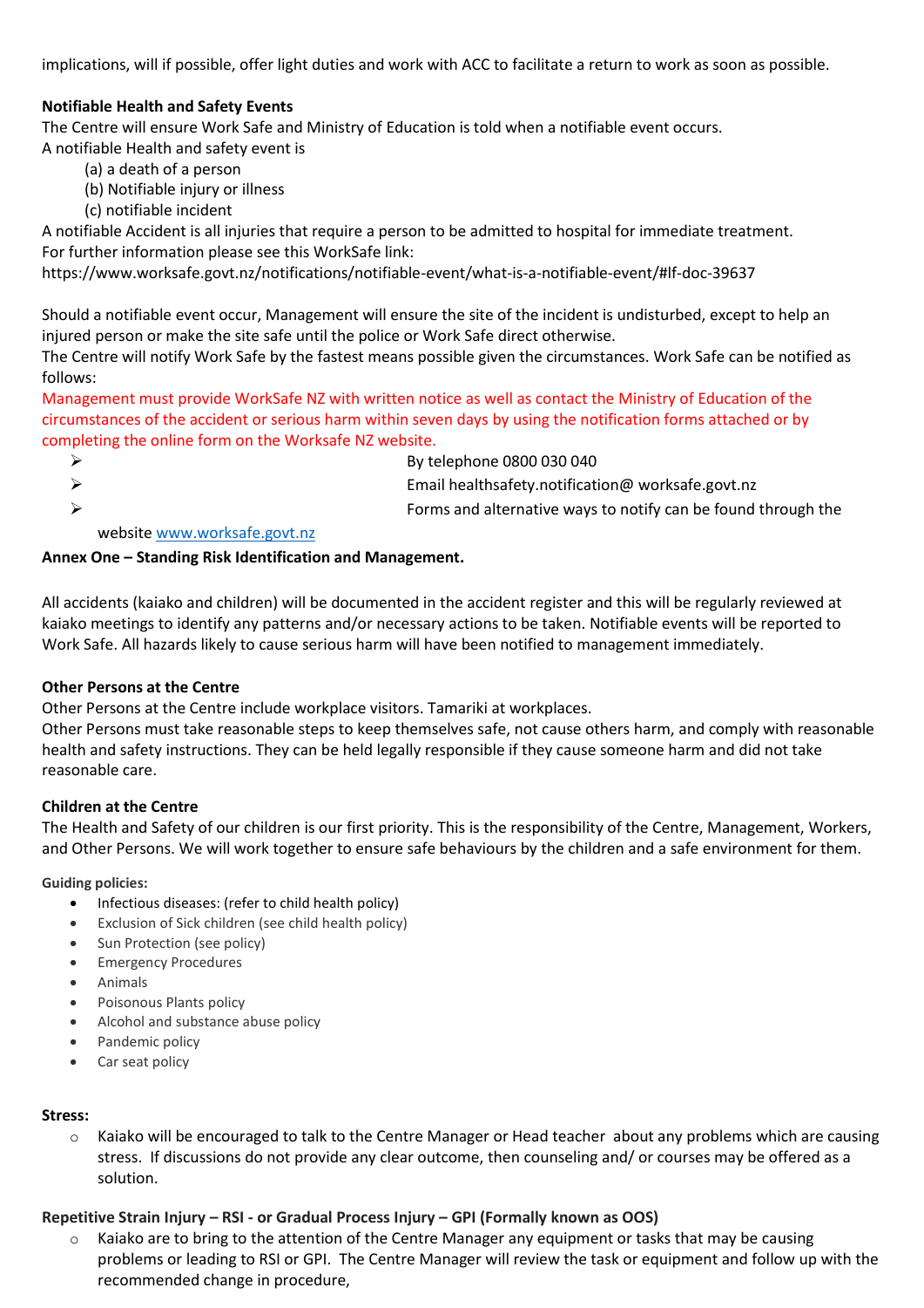implications, will if possible, offer light duties and work with ACC to facilitate a return to work as soon as possible.

**Notifiable Health and Safety Events**

The Centre will ensure Work Safe and Ministry of Education is told when a notifiable event occurs.
A notifiable Health and safety event is

(a) a death of a person
(b) Notifiable injury or illness
(c) notifiable incident

A notifiable Accident is all injuries that require a person to be admitted to hospital for immediate treatment.
For further information please see this WorkSafe link:
https://www.worksafe.govt.nz/notifications/notifiable-event/what-is-a-notifiable-event/#lf-doc-39637

Should a notifiable event occur, Management will ensure the site of the incident is undisturbed, except to help an injured person or make the site safe until the police or Work Safe direct otherwise.
The Centre will notify Work Safe by the fastest means possible given the circumstances. Work Safe can be notified as follows:
Management must provide WorkSafe NZ with written notice as well as contact the Ministry of Education of the circumstances of the accident or serious harm within seven days by using the notification forms attached or by completing the online form on the Worksafe NZ website.

- By telephone 0800 030 040
- Email healthsafety.notification@ worksafe.govt.nz
- Forms and alternative ways to notify can be found through the website www.worksafe.govt.nz

**Annex One – Standing Risk Identification and Management.**

All accidents (kaiako and children) will be documented in the accident register and this will be regularly reviewed at kaiako meetings to identify any patterns and/or necessary actions to be taken. Notifiable events will be reported to Work Safe. All hazards likely to cause serious harm will have been notified to management immediately.

**Other Persons at the Centre**

Other Persons at the Centre include workplace visitors. Tamariki at workplaces.
Other Persons must take reasonable steps to keep themselves safe, not cause others harm, and comply with reasonable health and safety instructions. They can be held legally responsible if they cause someone harm and did not take reasonable care.

**Children at the Centre**

The Health and Safety of our children is our first priority. This is the responsibility of the Centre, Management, Workers, and Other Persons. We will work together to ensure safe behaviours by the children and a safe environment for them.

**Guiding policies:**

- Infectious diseases: (refer to child health policy)
- Exclusion of Sick children (see child health policy)
- Sun Protection (see policy)
- Emergency Procedures
- Animals
- Poisonous Plants policy
- Alcohol and substance abuse policy
- Pandemic policy
- Car seat policy

**Stress:**

- Kaiako will be encouraged to talk to the Centre Manager or Head teacher about any problems which are causing stress. If discussions do not provide any clear outcome, then counseling and/ or courses may be offered as a solution.

**Repetitive Strain Injury – RSI - or Gradual Process Injury – GPI (Formally known as OOS)**

- Kaiako are to bring to the attention of the Centre Manager any equipment or tasks that may be causing problems or leading to RSI or GPI. The Centre Manager will review the task or equipment and follow up with the recommended change in procedure,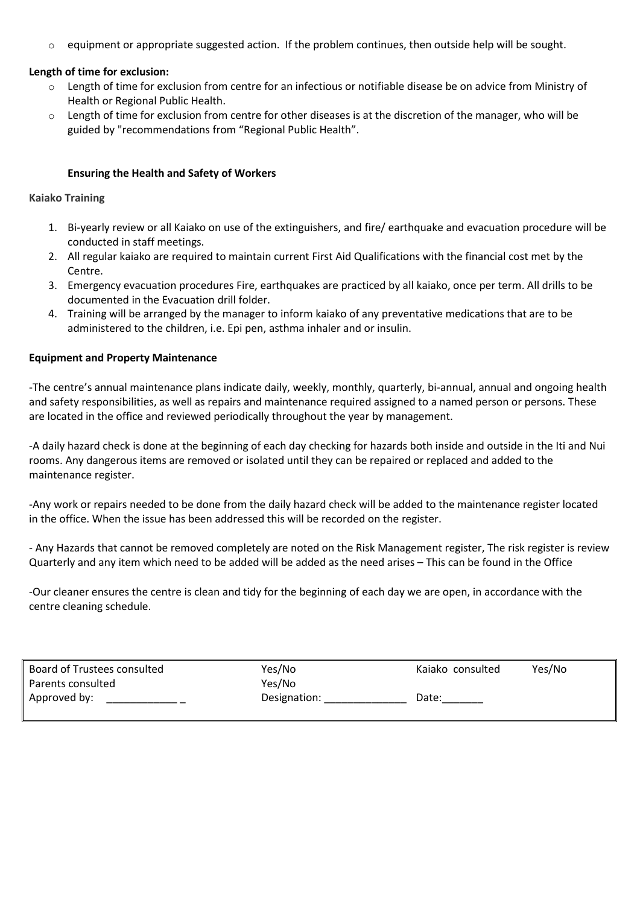- equipment or appropriate suggested action. If the problem continues, then outside help will be sought.

**Length of time for exclusion:**

- Length of time for exclusion from centre for an infectious or notifiable disease be on advice from Ministry of Health or Regional Public Health.
- Length of time for exclusion from centre for other diseases is at the discretion of the manager, who will be guided by "recommendations from "Regional Public Health".

**Ensuring the Health and Safety of Workers**

**Kaiako Training**

1. Bi-yearly review or all Kaiako on use of the extinguishers, and fire/ earthquake and evacuation procedure will be conducted in staff meetings.
2. All regular kaiako are required to maintain current First Aid Qualifications with the financial cost met by the Centre.
3. Emergency evacuation procedures Fire, earthquakes are practiced by all kaiako, once per term. All drills to be documented in the Evacuation drill folder.
4. Training will be arranged by the manager to inform kaiako of any preventative medications that are to be administered to the children, i.e. Epi pen, asthma inhaler and or insulin.

**Equipment and Property Maintenance**

-The centre's annual maintenance plans indicate daily, weekly, monthly, quarterly, bi-annual, annual and ongoing health and safety responsibilities, as well as repairs and maintenance required assigned to a named person or persons. These are located in the office and reviewed periodically throughout the year by management.

-A daily hazard check is done at the beginning of each day checking for hazards both inside and outside in the Iti and Nui rooms. Any dangerous items are removed or isolated until they can be repaired or replaced and added to the maintenance register.

-Any work or repairs needed to be done from the daily hazard check will be added to the maintenance register located in the office. When the issue has been addressed this will be recorded on the register.

- Any Hazards that cannot be removed completely are noted on the Risk Management register, The risk register is review Quarterly and any item which need to be added will be added as the need arises – This can be found in the Office

-Our cleaner ensures the centre is clean and tidy for the beginning of each day we are open, in accordance with the centre cleaning schedule.

| | | | |
|---|---|---|---|
| Board of Trustees consulted | Yes/No | Kaiako consulted | Yes/No |
| Parents consulted | Yes/No | | |
| Approved by: _____________ _ | Designation: ______________ | Date:_______ | |